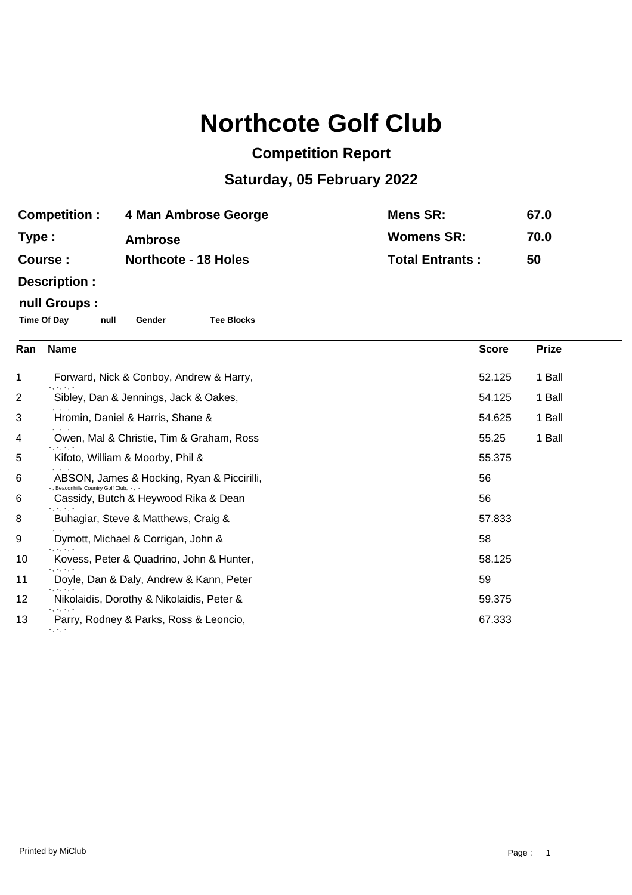# Northcote Golf Club

## Competition Report

## Saturday, 05 February 2022

| | | | |
|---|---|---|---|
| **Competition :** | **4 Man Ambrose George** | **Mens SR:** | **67.0** |
| **Type :** | **Ambrose** | **Womens SR:** | **70.0** |
| **Course :** | **Northcote - 18 Holes** | **Total Entrants :** | **50** |
| **Description :** | | | |

**null Groups :**

| Time Of Day | null | Gender | Tee Blocks |
|---|---|---|---|

| Ran | Name | Score | Prize |
|---|---|---|---|
| 1 | Forward, Nick & Conboy, Andrew & Harry,<br>-, -, -, - | 52.125 | 1 Ball |
| 2 | Sibley, Dan & Jennings, Jack & Oakes,<br>-, -, -, - | 54.125 | 1 Ball |
| 3 | Hromin, Daniel & Harris, Shane &<br>-, -, -, - | 54.625 | 1 Ball |
| 4 | Owen, Mal & Christie, Tim & Graham, Ross<br>-, -, -, - | 55.25 | 1 Ball |
| 5 | Kifoto, William & Moorby, Phil &<br>-, -, -, - | 55.375 | |
| 6 | ABSON, James & Hocking, Ryan & Piccirilli,<br>-, Beaconhills Country Golf Club, -, - | 56 | |
| 6 | Cassidy, Butch & Heywood Rika & Dean<br>-, -, -, - | 56 | |
| 8 | Buhagiar, Steve & Matthews, Craig &<br>-, -, - | 57.833 | |
| 9 | Dymott, Michael & Corrigan, John &<br>-, -, -, - | 58 | |
| 10 | Kovess, Peter & Quadrino, John & Hunter,<br>-, -, -, - | 58.125 | |
| 11 | Doyle, Dan & Daly, Andrew & Kann, Peter<br>-, -, -, - | 59 | |
| 12 | Nikolaidis, Dorothy & Nikolaidis, Peter &<br>-, -, -, - | 59.375 | |
| 13 | Parry, Rodney & Parks, Ross & Leoncio,<br>-, -, - | 67.333 | |

Printed by MiClub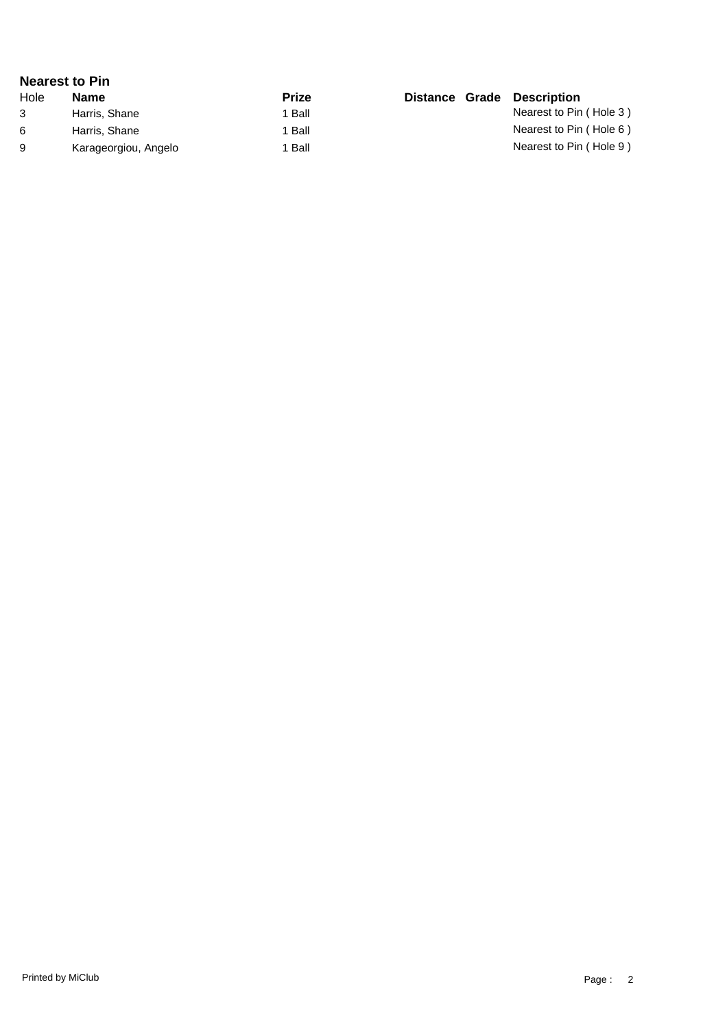## Nearest to Pin

| Hole | Name | Prize | Distance | Grade | Description |
| --- | --- | --- | --- | --- | --- |
| 3 | Harris, Shane | 1 Ball | | | Nearest to Pin ( Hole 3 ) |
| 6 | Harris, Shane | 1 Ball | | | Nearest to Pin ( Hole 6 ) |
| 9 | Karageorgiou, Angelo | 1 Ball | | | Nearest to Pin ( Hole 9 ) |

Printed by MiClub